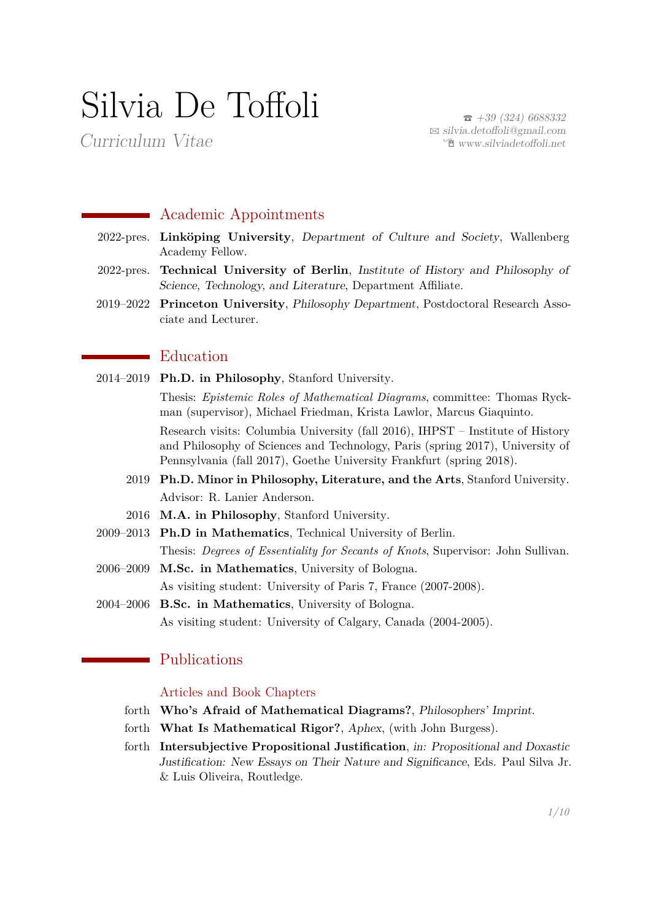# Silvia De Toffoli

*Curriculum Vitae*

☎ *+39 (324) 6688332*
✉ *silvia.detoffoli@gmail.com*
*www.silviadetoffoli.net*

## Academic Appointments

2022-pres. **Linköping University**, *Department of Culture and Society*, Wallenberg Academy Fellow.

2022-pres. **Technical University of Berlin**, *Institute of History and Philosophy of Science, Technology, and Literature*, Department Affiliate.

2019–2022 **Princeton University**, *Philosophy Department*, Postdoctoral Research Associate and Lecturer.

## Education

2014–2019 **Ph.D. in Philosophy**, Stanford University.

Thesis: *Epistemic Roles of Mathematical Diagrams*, committee: Thomas Ryckman (supervisor), Michael Friedman, Krista Lawlor, Marcus Giaquinto.

Research visits: Columbia University (fall 2016), IHPST – Institute of History and Philosophy of Sciences and Technology, Paris (spring 2017), University of Pennsylvania (fall 2017), Goethe University Frankfurt (spring 2018).

2019 **Ph.D. Minor in Philosophy, Literature, and the Arts**, Stanford University.

Advisor: R. Lanier Anderson.

2016 **M.A. in Philosophy**, Stanford University.

2009–2013 **Ph.D in Mathematics**, Technical University of Berlin.

Thesis: *Degrees of Essentiality for Secants of Knots*, Supervisor: John Sullivan.

2006–2009 **M.Sc. in Mathematics**, University of Bologna.

As visiting student: University of Paris 7, France (2007-2008).

2004–2006 **B.Sc. in Mathematics**, University of Bologna.

As visiting student: University of Calgary, Canada (2004-2005).

## Publications

### Articles and Book Chapters

forth **Who's Afraid of Mathematical Diagrams?**, *Philosophers' Imprint*.

forth **What Is Mathematical Rigor?**, *Aphex*, (with John Burgess).

forth **Intersubjective Propositional Justification**, *in: Propositional and Doxastic Justification: New Essays on Their Nature and Significance*, Eds. Paul Silva Jr. & Luis Oliveira, Routledge.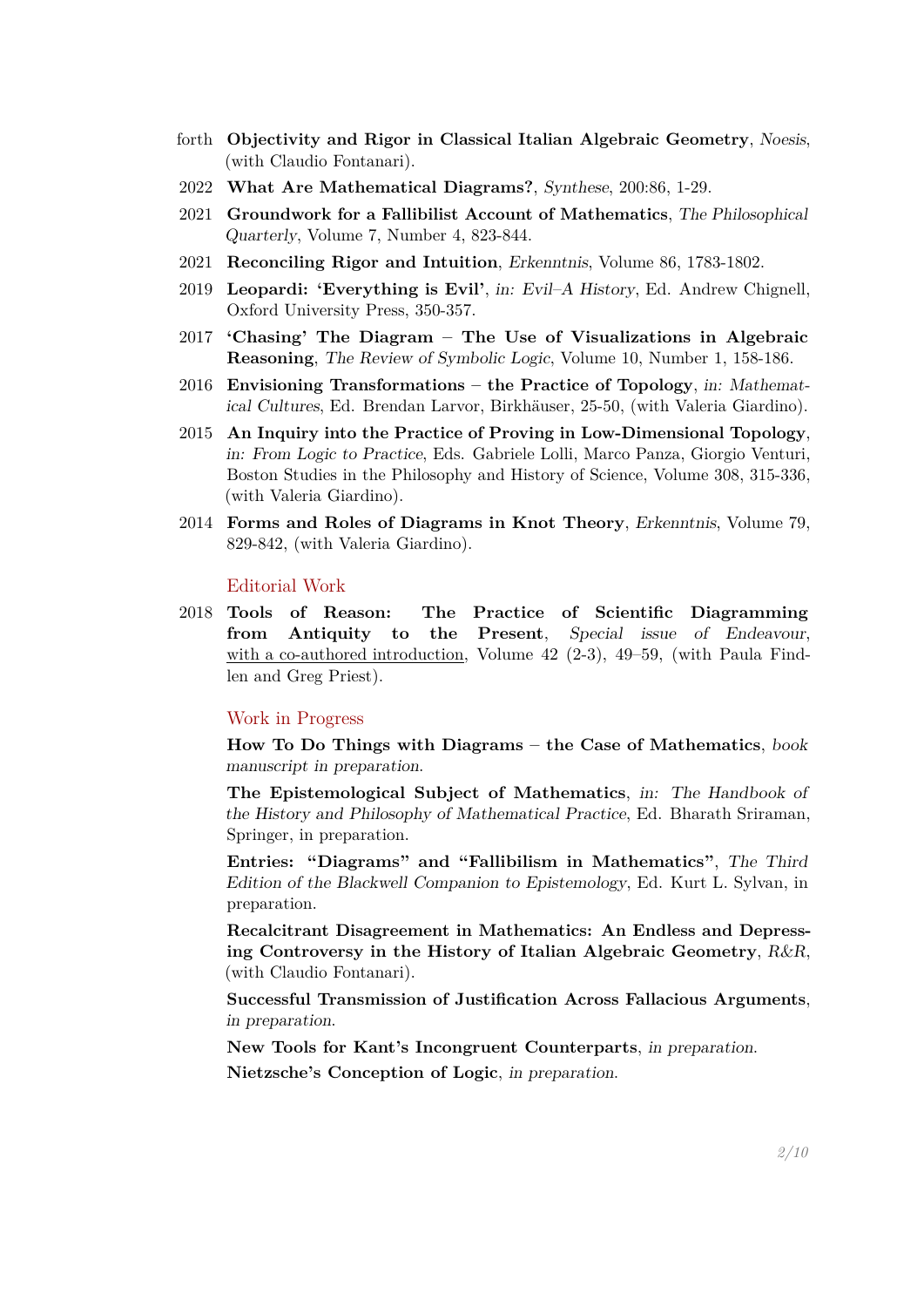forth **Objectivity and Rigor in Classical Italian Algebraic Geometry**, *Noesis*, (with Claudio Fontanari).

2022 **What Are Mathematical Diagrams?**, *Synthese*, 200:86, 1-29.

2021 **Groundwork for a Fallibilist Account of Mathematics**, *The Philosophical Quarterly*, Volume 7, Number 4, 823-844.

2021 **Reconciling Rigor and Intuition**, *Erkenntnis*, Volume 86, 1783-1802.

2019 **Leopardi: 'Everything is Evil'**, *in: Evil–A History*, Ed. Andrew Chignell, Oxford University Press, 350-357.

2017 **'Chasing' The Diagram – The Use of Visualizations in Algebraic Reasoning**, *The Review of Symbolic Logic*, Volume 10, Number 1, 158-186.

2016 **Envisioning Transformations – the Practice of Topology**, *in: Mathematical Cultures*, Ed. Brendan Larvor, Birkhäuser, 25-50, (with Valeria Giardino).

2015 **An Inquiry into the Practice of Proving in Low-Dimensional Topology**, *in: From Logic to Practice*, Eds. Gabriele Lolli, Marco Panza, Giorgio Venturi, Boston Studies in the Philosophy and History of Science, Volume 308, 315-336, (with Valeria Giardino).

2014 **Forms and Roles of Diagrams in Knot Theory**, *Erkenntnis*, Volume 79, 829-842, (with Valeria Giardino).

## Editorial Work

2018 **Tools of Reason: The Practice of Scientific Diagramming from Antiquity to the Present**, *Special issue of Endeavour*, with a co-authored introduction, Volume 42 (2-3), 49–59, (with Paula Findlen and Greg Priest).

## Work in Progress

**How To Do Things with Diagrams – the Case of Mathematics**, *book manuscript in preparation.*

**The Epistemological Subject of Mathematics**, *in: The Handbook of the History and Philosophy of Mathematical Practice*, Ed. Bharath Sriraman, Springer, in preparation.

**Entries: "Diagrams" and "Fallibilism in Mathematics"**, *The Third Edition of the Blackwell Companion to Epistemology*, Ed. Kurt L. Sylvan, in preparation.

**Recalcitrant Disagreement in Mathematics: An Endless and Depressing Controversy in the History of Italian Algebraic Geometry**, *R&R*, (with Claudio Fontanari).

**Successful Transmission of Justification Across Fallacious Arguments**, *in preparation.*

**New Tools for Kant's Incongruent Counterparts**, *in preparation.*

**Nietzsche's Conception of Logic**, *in preparation.*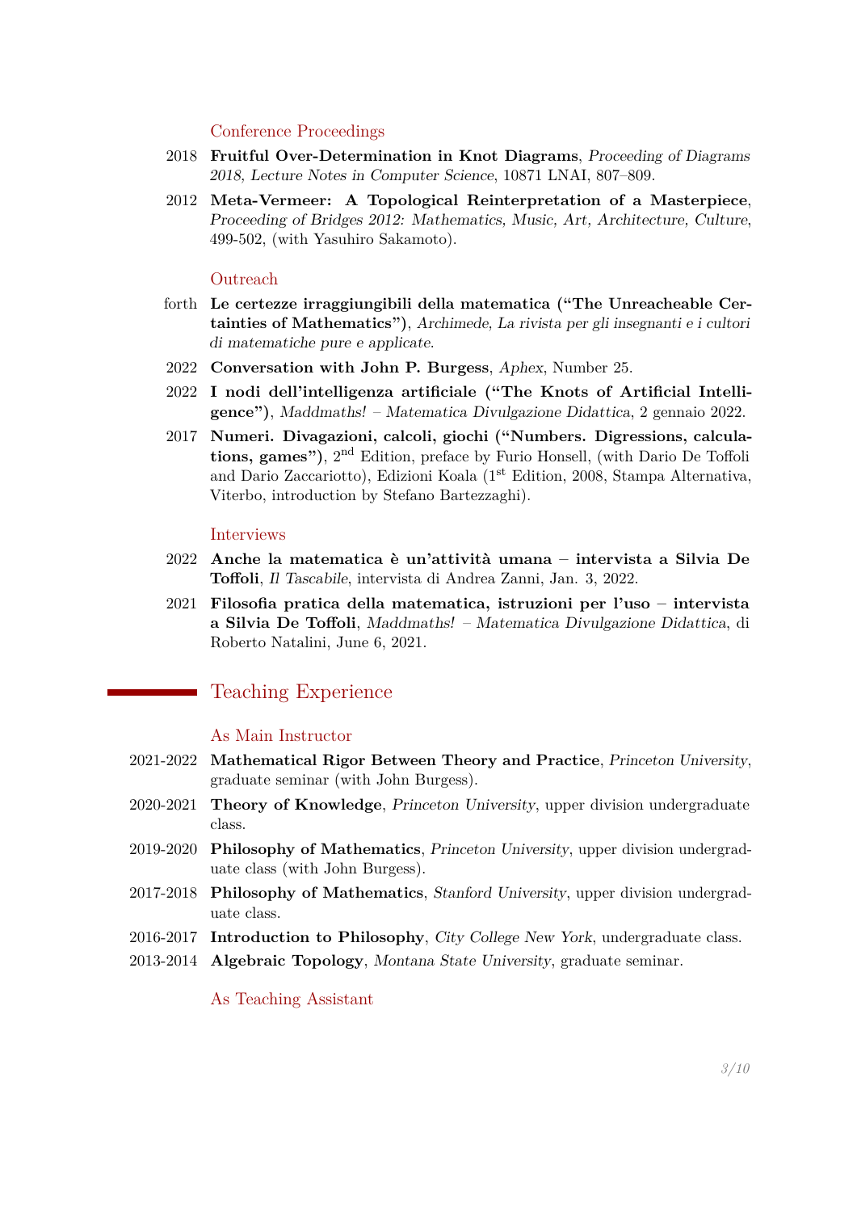### Conference Proceedings

2018 **Fruitful Over-Determination in Knot Diagrams**, *Proceeding of Diagrams 2018, Lecture Notes in Computer Science*, 10871 LNAI, 807–809.

2012 **Meta-Vermeer: A Topological Reinterpretation of a Masterpiece**, *Proceeding of Bridges 2012: Mathematics, Music, Art, Architecture, Culture*, 499-502, (with Yasuhiro Sakamoto).

### Outreach

forth **Le certezze irraggiungibili della matematica ("The Unreacheable Certainties of Mathematics")**, *Archimede, La rivista per gli insegnanti e i cultori di matematiche pure e applicate*.

2022 **Conversation with John P. Burgess**, *Aphex*, Number 25.

2022 **I nodi dell'intelligenza artificiale ("The Knots of Artificial Intelligence")**, *Maddmaths! – Matematica Divulgazione Didattica*, 2 gennaio 2022.

2017 **Numeri. Divagazioni, calcoli, giochi ("Numbers. Digressions, calculations, games")**, 2nd Edition, preface by Furio Honsell, (with Dario De Toffoli and Dario Zaccariotto), Edizioni Koala (1st Edition, 2008, Stampa Alternativa, Viterbo, introduction by Stefano Bartezzaghi).

### Interviews

2022 **Anche la matematica è un'attività umana – intervista a Silvia De Toffoli**, *Il Tascabile*, intervista di Andrea Zanni, Jan. 3, 2022.

2021 **Filosofia pratica della matematica, istruzioni per l'uso – intervista a Silvia De Toffoli**, *Maddmaths! – Matematica Divulgazione Didattica*, di Roberto Natalini, June 6, 2021.

## Teaching Experience

### As Main Instructor

2021-2022 **Mathematical Rigor Between Theory and Practice**, *Princeton University*, graduate seminar (with John Burgess).

2020-2021 **Theory of Knowledge**, *Princeton University*, upper division undergraduate class.

2019-2020 **Philosophy of Mathematics**, *Princeton University*, upper division undergraduate class (with John Burgess).

2017-2018 **Philosophy of Mathematics**, *Stanford University*, upper division undergraduate class.

2016-2017 **Introduction to Philosophy**, *City College New York*, undergraduate class.

2013-2014 **Algebraic Topology**, *Montana State University*, graduate seminar.

### As Teaching Assistant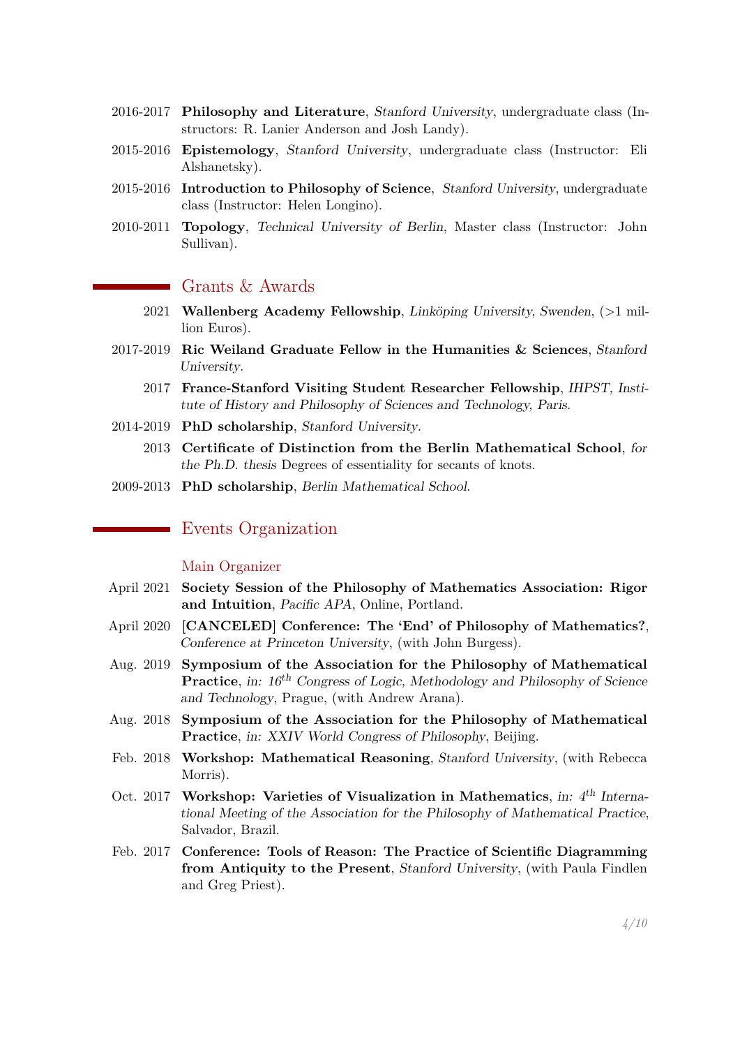- 2016-2017 **Philosophy and Literature**, *Stanford University*, undergraduate class (Instructors: R. Lanier Anderson and Josh Landy).
- 2015-2016 **Epistemology**, *Stanford University*, undergraduate class (Instructor: Eli Alshanetsky).
- 2015-2016 **Introduction to Philosophy of Science**, *Stanford University*, undergraduate class (Instructor: Helen Longino).
- 2010-2011 **Topology**, *Technical University of Berlin*, Master class (Instructor: John Sullivan).

## Grants & Awards

- 2021 **Wallenberg Academy Fellowship**, *Linköping University, Swenden*, (>1 million Euros).
- 2017-2019 **Ric Weiland Graduate Fellow in the Humanities & Sciences**, *Stanford University*.
- 2017 **France-Stanford Visiting Student Researcher Fellowship**, *IHPST, Institute of History and Philosophy of Sciences and Technology, Paris*.
- 2014-2019 **PhD scholarship**, *Stanford University*.
- 2013 **Certificate of Distinction from the Berlin Mathematical School**, *for the Ph.D. thesis* Degrees of essentiality for secants of knots.
- 2009-2013 **PhD scholarship**, *Berlin Mathematical School*.

## Events Organization

### Main Organizer

- April 2021 **Society Session of the Philosophy of Mathematics Association: Rigor and Intuition**, *Pacific APA*, Online, Portland.
- April 2020 **[CANCELED] Conference: The 'End' of Philosophy of Mathematics?**, *Conference at Princeton University*, (with John Burgess).
- Aug. 2019 **Symposium of the Association for the Philosophy of Mathematical Practice**, *in: 16th Congress of Logic, Methodology and Philosophy of Science and Technology*, Prague, (with Andrew Arana).
- Aug. 2018 **Symposium of the Association for the Philosophy of Mathematical Practice**, *in: XXIV World Congress of Philosophy*, Beijing.
- Feb. 2018 **Workshop: Mathematical Reasoning**, *Stanford University*, (with Rebecca Morris).
- Oct. 2017 **Workshop: Varieties of Visualization in Mathematics**, *in: 4th International Meeting of the Association for the Philosophy of Mathematical Practice*, Salvador, Brazil.
- Feb. 2017 **Conference: Tools of Reason: The Practice of Scientific Diagramming from Antiquity to the Present**, *Stanford University*, (with Paula Findlen and Greg Priest).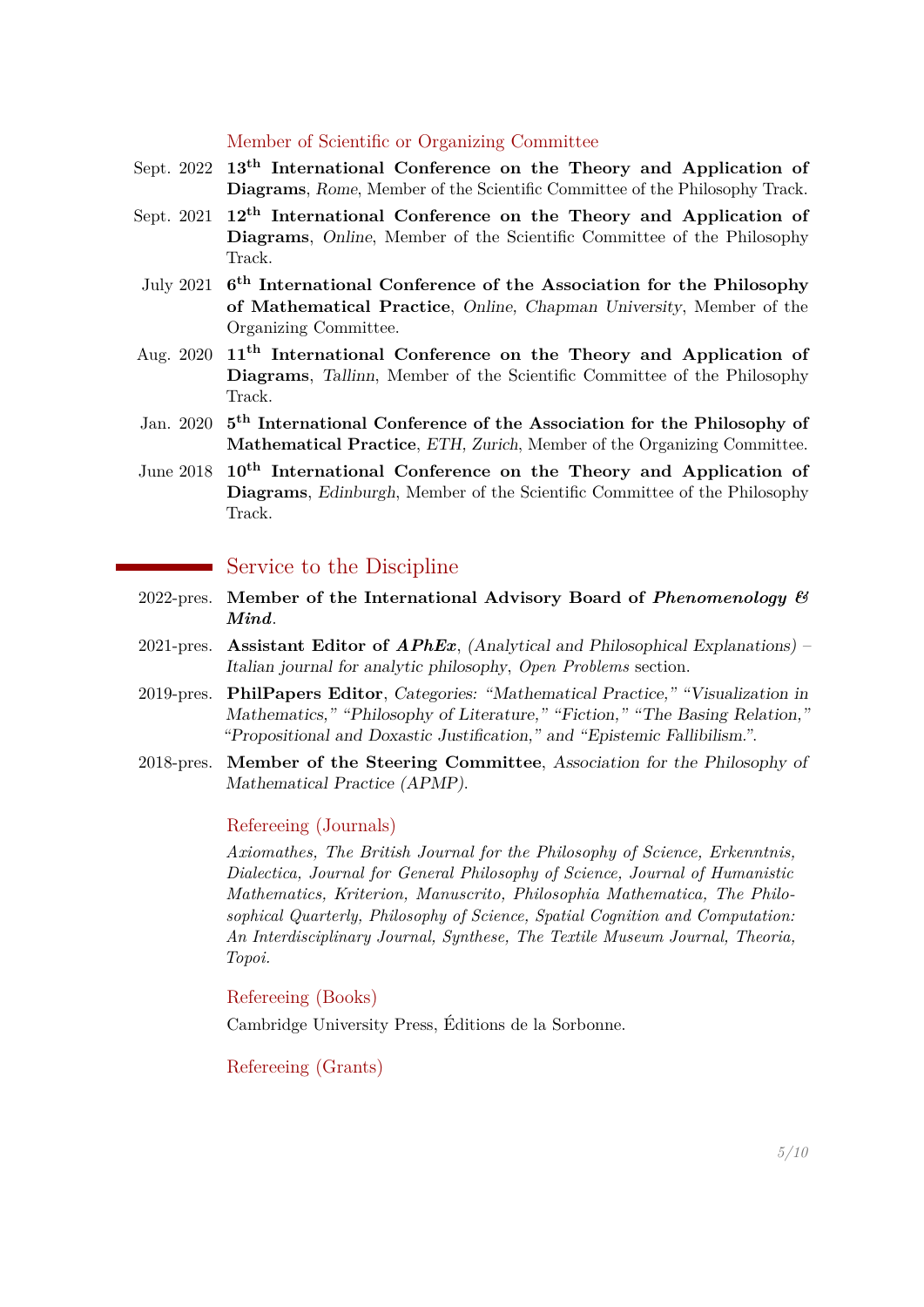### Member of Scientific or Organizing Committee

- Sept. 2022 **13th International Conference on the Theory and Application of Diagrams**, *Rome*, Member of the Scientific Committee of the Philosophy Track.
- Sept. 2021 **12th International Conference on the Theory and Application of Diagrams**, *Online*, Member of the Scientific Committee of the Philosophy Track.
- July 2021 **6th International Conference of the Association for the Philosophy of Mathematical Practice**, *Online, Chapman University*, Member of the Organizing Committee.
- Aug. 2020 **11th International Conference on the Theory and Application of Diagrams**, *Tallinn*, Member of the Scientific Committee of the Philosophy Track.
- Jan. 2020 **5th International Conference of the Association for the Philosophy of Mathematical Practice**, *ETH, Zurich*, Member of the Organizing Committee.
- June 2018 **10th International Conference on the Theory and Application of Diagrams**, *Edinburgh*, Member of the Scientific Committee of the Philosophy Track.

## Service to the Discipline

- 2022-pres. **Member of the International Advisory Board of *Phenomenology & Mind***.
- 2021-pres. **Assistant Editor of *APhEx***, *(Analytical and Philosophical Explanations) – Italian journal for analytic philosophy*, *Open Problems* section.
- 2019-pres. **PhilPapers Editor**, *Categories: "Mathematical Practice," "Visualization in Mathematics," "Philosophy of Literature," "Fiction," "The Basing Relation," "Propositional and Doxastic Justification," and "Epistemic Fallibilism."*.
- 2018-pres. **Member of the Steering Committee**, *Association for the Philosophy of Mathematical Practice (APMP)*.

### Refereeing (Journals)

*Axiomathes, The British Journal for the Philosophy of Science, Erkenntnis, Dialectica, Journal for General Philosophy of Science, Journal of Humanistic Mathematics, Kriterion, Manuscrito, Philosophia Mathematica, The Philosophical Quarterly, Philosophy of Science, Spatial Cognition and Computation: An Interdisciplinary Journal, Synthese, The Textile Museum Journal, Theoria, Topoi.*

### Refereeing (Books)

Cambridge University Press, Éditions de la Sorbonne.

### Refereeing (Grants)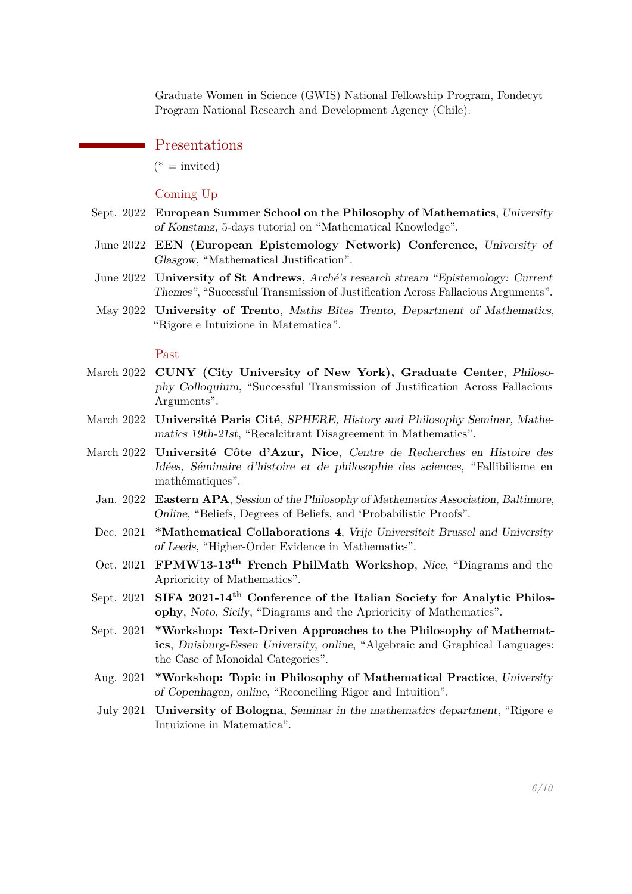Graduate Women in Science (GWIS) National Fellowship Program, Fondecyt Program National Research and Development Agency (Chile).

## Presentations

(* = invited)

### Coming Up

- Sept. 2022 **European Summer School on the Philosophy of Mathematics**, *University of Konstanz*, 5-days tutorial on "Mathematical Knowledge".
- June 2022 **EEN (European Epistemology Network) Conference**, *University of Glasgow*, "Mathematical Justification".
- June 2022 **University of St Andrews**, *Arché's research stream "Epistemology: Current Themes"*, "Successful Transmission of Justification Across Fallacious Arguments".
- May 2022 **University of Trento**, *Maths Bites Trento, Department of Mathematics*, "Rigore e Intuizione in Matematica".

### Past

- March 2022 **CUNY (City University of New York), Graduate Center**, *Philosophy Colloquium*, "Successful Transmission of Justification Across Fallacious Arguments".
- March 2022 **Université Paris Cité**, *SPHERE, History and Philosophy Seminar, Mathematics 19th-21st*, "Recalcitrant Disagreement in Mathematics".
- March 2022 **Université Côte d'Azur, Nice**, *Centre de Recherches en Histoire des Idées, Séminaire d'histoire et de philosophie des sciences*, "Fallibilisme en mathématiques".
- Jan. 2022 **Eastern APA**, *Session of the Philosophy of Mathematics Association, Baltimore, Online*, "Beliefs, Degrees of Beliefs, and 'Probabilistic Proofs".
- Dec. 2021 ***Mathematical Collaborations 4**, *Vrije Universiteit Brussel and University of Leeds*, "Higher-Order Evidence in Mathematics".
- Oct. 2021 **FPMW13-13th French PhilMath Workshop**, *Nice*, "Diagrams and the Aprioricity of Mathematics".
- Sept. 2021 **SIFA 2021-14th Conference of the Italian Society for Analytic Philosophy**, *Noto, Sicily*, "Diagrams and the Aprioricity of Mathematics".
- Sept. 2021 ***Workshop: Text-Driven Approaches to the Philosophy of Mathematics**, *Duisburg-Essen University, online*, "Algebraic and Graphical Languages: the Case of Monoidal Categories".
- Aug. 2021 ***Workshop: Topic in Philosophy of Mathematical Practice**, *University of Copenhagen, online*, "Reconciling Rigor and Intuition".
- July 2021 **University of Bologna**, *Seminar in the mathematics department*, "Rigore e Intuizione in Matematica".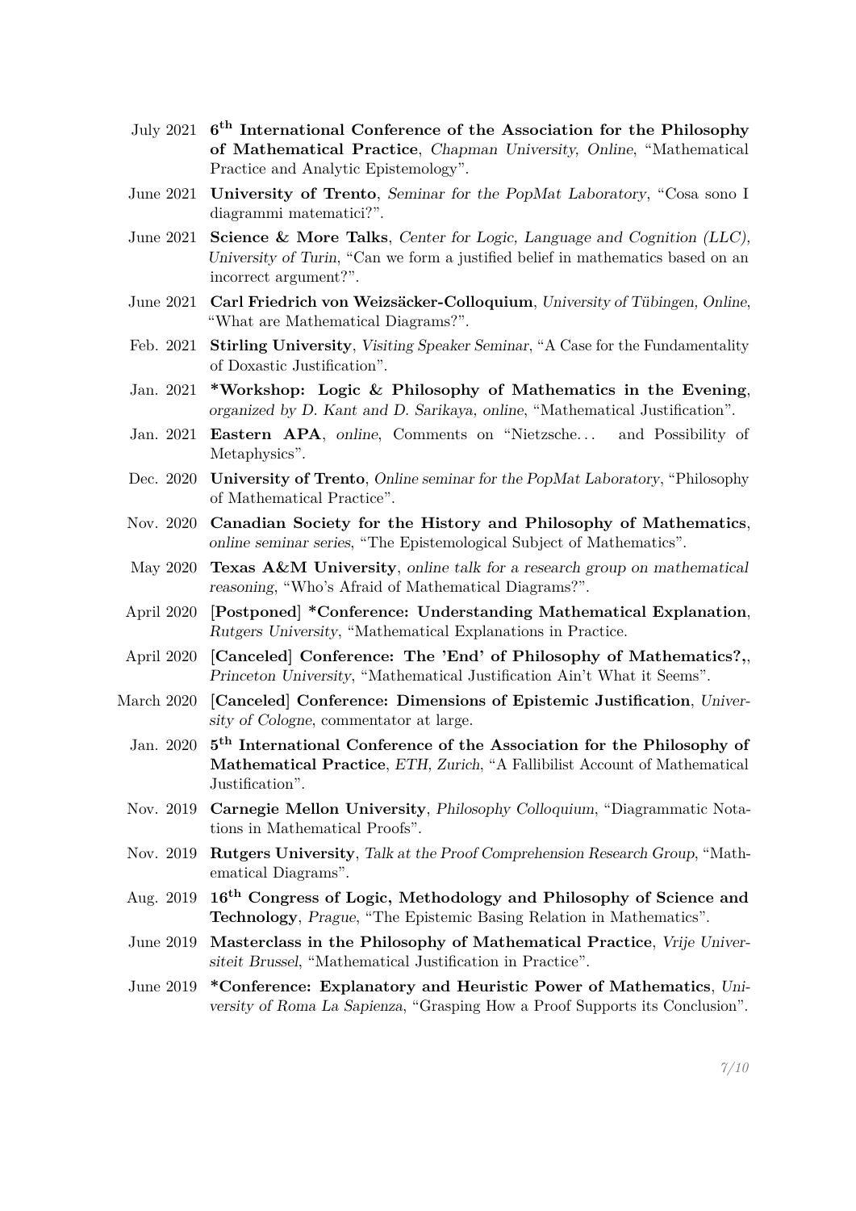- July 2021 **6th International Conference of the Association for the Philosophy of Mathematical Practice**, *Chapman University, Online*, "Mathematical Practice and Analytic Epistemology".
- June 2021 **University of Trento**, *Seminar for the PopMat Laboratory*, "Cosa sono I diagrammi matematici?".
- June 2021 **Science & More Talks**, *Center for Logic, Language and Cognition (LLC), University of Turin*, "Can we form a justified belief in mathematics based on an incorrect argument?".
- June 2021 **Carl Friedrich von Weizsäcker-Colloquium**, *University of Tübingen, Online*, "What are Mathematical Diagrams?".
- Feb. 2021 **Stirling University**, *Visiting Speaker Seminar*, "A Case for the Fundamentality of Doxastic Justification".
- Jan. 2021 ***Workshop: Logic & Philosophy of Mathematics in the Evening**, *organized by D. Kant and D. Sarikaya, online*, "Mathematical Justification".
- Jan. 2021 **Eastern APA**, *online*, Comments on "Nietzsche... and Possibility of Metaphysics".
- Dec. 2020 **University of Trento**, *Online seminar for the PopMat Laboratory*, "Philosophy of Mathematical Practice".
- Nov. 2020 **Canadian Society for the History and Philosophy of Mathematics**, *online seminar series*, "The Epistemological Subject of Mathematics".
- May 2020 **Texas A&M University**, *online talk for a research group on mathematical reasoning*, "Who's Afraid of Mathematical Diagrams?".
- April 2020 **[Postponed] *Conference: Understanding Mathematical Explanation**, *Rutgers University*, "Mathematical Explanations in Practice.
- April 2020 **[Canceled] Conference: The 'End' of Philosophy of Mathematics?,**, *Princeton University*, "Mathematical Justification Ain't What it Seems".
- March 2020 **[Canceled] Conference: Dimensions of Epistemic Justification**, *University of Cologne*, commentator at large.
- Jan. 2020 **5th International Conference of the Association for the Philosophy of Mathematical Practice**, *ETH, Zurich*, "A Fallibilist Account of Mathematical Justification".
- Nov. 2019 **Carnegie Mellon University**, *Philosophy Colloquium*, "Diagrammatic Notations in Mathematical Proofs".
- Nov. 2019 **Rutgers University**, *Talk at the Proof Comprehension Research Group*, "Mathematical Diagrams".
- Aug. 2019 **16th Congress of Logic, Methodology and Philosophy of Science and Technology**, *Prague*, "The Epistemic Basing Relation in Mathematics".
- June 2019 **Masterclass in the Philosophy of Mathematical Practice**, *Vrije Universiteit Brussel*, "Mathematical Justification in Practice".
- June 2019 ***Conference: Explanatory and Heuristic Power of Mathematics**, *University of Roma La Sapienza*, "Grasping How a Proof Supports its Conclusion".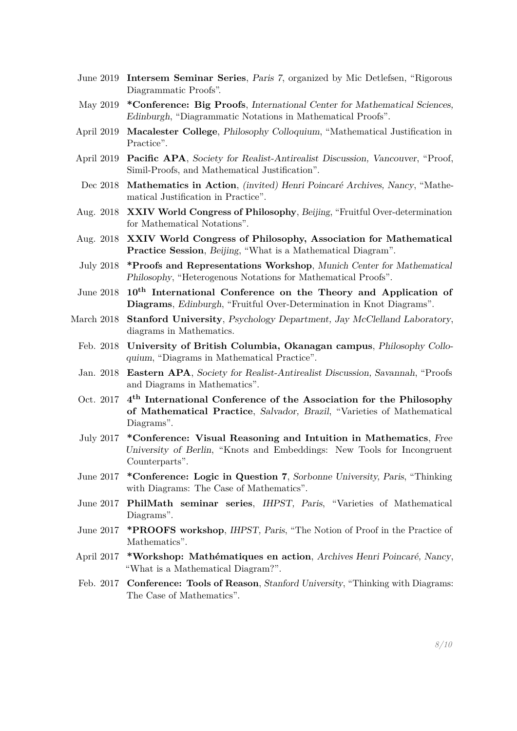- June 2019 **Intersem Seminar Series**, *Paris 7*, organized by Mic Detlefsen, “Rigorous Diagrammatic Proofs”.
- May 2019 ***Conference: Big Proofs**, *International Center for Mathematical Sciences, Edinburgh*, “Diagrammatic Notations in Mathematical Proofs”.
- April 2019 **Macalester College**, *Philosophy Colloquium*, “Mathematical Justification in Practice”.
- April 2019 **Pacific APA**, *Society for Realist-Antirealist Discussion, Vancouver*, “Proof, Simil-Proofs, and Mathematical Justification”.
- Dec 2018 **Mathematics in Action**, *(invited) Henri Poincaré Archives, Nancy*, “Mathematical Justification in Practice”.
- Aug. 2018 **XXIV World Congress of Philosophy**, *Beijing*, “Fruitful Over-determination for Mathematical Notations”.
- Aug. 2018 **XXIV World Congress of Philosophy, Association for Mathematical Practice Session**, *Beijing*, “What is a Mathematical Diagram”.
- July 2018 ***Proofs and Representations Workshop**, *Munich Center for Mathematical Philosophy*, “Heterogenous Notations for Mathematical Proofs”.
- June 2018 **10th International Conference on the Theory and Application of Diagrams**, *Edinburgh*, “Fruitful Over-Determination in Knot Diagrams”.
- March 2018 **Stanford University**, *Psychology Department, Jay McClelland Laboratory*, diagrams in Mathematics.
- Feb. 2018 **University of British Columbia, Okanagan campus**, *Philosophy Colloquium*, “Diagrams in Mathematical Practice”.
- Jan. 2018 **Eastern APA**, *Society for Realist-Antirealist Discussion, Savannah*, “Proofs and Diagrams in Mathematics”.
- Oct. 2017 **4th International Conference of the Association for the Philosophy of Mathematical Practice**, *Salvador, Brazil*, “Varieties of Mathematical Diagrams”.
- July 2017 ***Conference: Visual Reasoning and Intuition in Mathematics**, *Free University of Berlin*, “Knots and Embeddings: New Tools for Incongruent Counterparts”.
- June 2017 ***Conference: Logic in Question 7**, *Sorbonne University, Paris*, “Thinking with Diagrams: The Case of Mathematics”.
- June 2017 **PhilMath seminar series**, *IHPST, Paris*, “Varieties of Mathematical Diagrams”.
- June 2017 ***PROOFS workshop**, *IHPST, Paris*, “The Notion of Proof in the Practice of Mathematics”.
- April 2017 ***Workshop: Mathématiques en action**, *Archives Henri Poincaré, Nancy*, “What is a Mathematical Diagram?”.
- Feb. 2017 **Conference: Tools of Reason**, *Stanford University*, “Thinking with Diagrams: The Case of Mathematics”.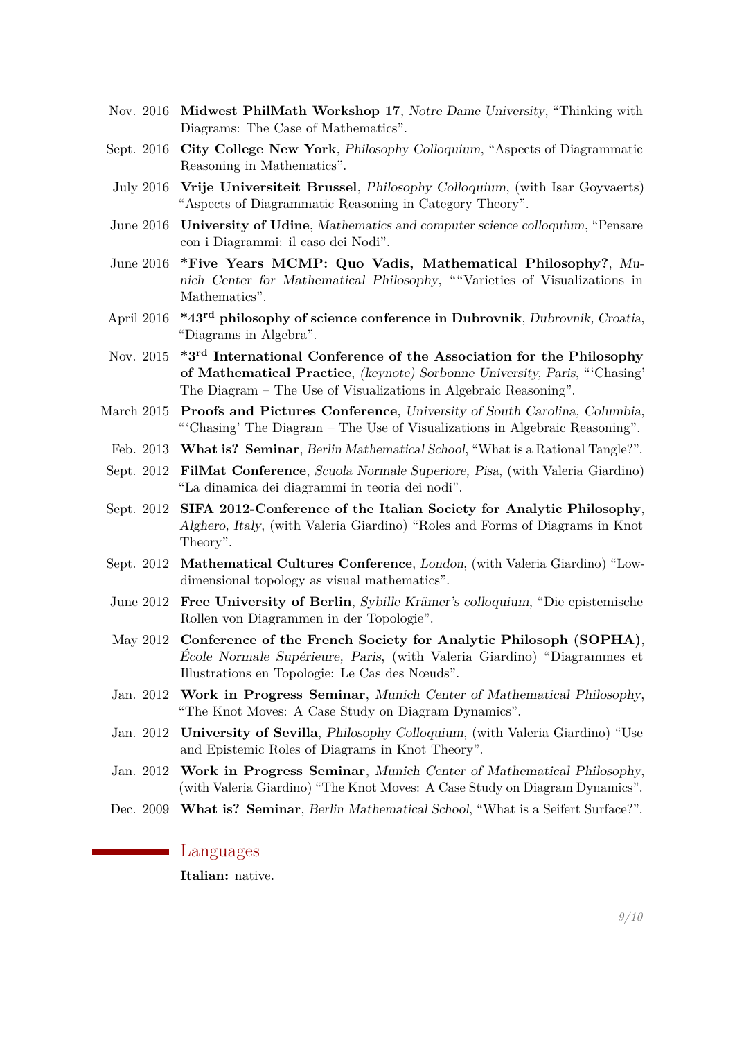- Nov. 2016 **Midwest PhilMath Workshop 17**, *Notre Dame University*, "Thinking with Diagrams: The Case of Mathematics".
- Sept. 2016 **City College New York**, *Philosophy Colloquium*, "Aspects of Diagrammatic Reasoning in Mathematics".
- July 2016 **Vrije Universiteit Brussel**, *Philosophy Colloquium*, (with Isar Goyvaerts) "Aspects of Diagrammatic Reasoning in Category Theory".
- June 2016 **University of Udine**, *Mathematics and computer science colloquium*, "Pensare con i Diagrammi: il caso dei Nodi".
- June 2016 ***Five Years MCMP: Quo Vadis, Mathematical Philosophy?**, *Munich Center for Mathematical Philosophy*, ""Varieties of Visualizations in Mathematics".
- April 2016 ***43rd philosophy of science conference in Dubrovnik**, *Dubrovnik, Croatia*, "Diagrams in Algebra".
- Nov. 2015 ***3rd International Conference of the Association for the Philosophy of Mathematical Practice**, *(keynote) Sorbonne University, Paris*, "'Chasing' The Diagram – The Use of Visualizations in Algebraic Reasoning".
- March 2015 **Proofs and Pictures Conference**, *University of South Carolina, Columbia*, "'Chasing' The Diagram – The Use of Visualizations in Algebraic Reasoning".
- Feb. 2013 **What is? Seminar**, *Berlin Mathematical School*, "What is a Rational Tangle?".
- Sept. 2012 **FilMat Conference**, *Scuola Normale Superiore, Pisa*, (with Valeria Giardino) "La dinamica dei diagrammi in teoria dei nodi".
- Sept. 2012 **SIFA 2012-Conference of the Italian Society for Analytic Philosophy**, *Alghero, Italy*, (with Valeria Giardino) "Roles and Forms of Diagrams in Knot Theory".
- Sept. 2012 **Mathematical Cultures Conference**, *London*, (with Valeria Giardino) "Low-dimensional topology as visual mathematics".
- June 2012 **Free University of Berlin**, *Sybille Krämer's colloquium*, "Die epistemische Rollen von Diagrammen in der Topologie".
- May 2012 **Conference of the French Society for Analytic Philosoph (SOPHA)**, *École Normale Supérieure, Paris*, (with Valeria Giardino) "Diagrammes et Illustrations en Topologie: Le Cas des Nœuds".
- Jan. 2012 **Work in Progress Seminar**, *Munich Center of Mathematical Philosophy*, "The Knot Moves: A Case Study on Diagram Dynamics".
- Jan. 2012 **University of Sevilla**, *Philosophy Colloquium*, (with Valeria Giardino) "Use and Epistemic Roles of Diagrams in Knot Theory".
- Jan. 2012 **Work in Progress Seminar**, *Munich Center of Mathematical Philosophy*, (with Valeria Giardino) "The Knot Moves: A Case Study on Diagram Dynamics".
- Dec. 2009 **What is? Seminar**, *Berlin Mathematical School*, "What is a Seifert Surface?".

## Languages

**Italian:** native.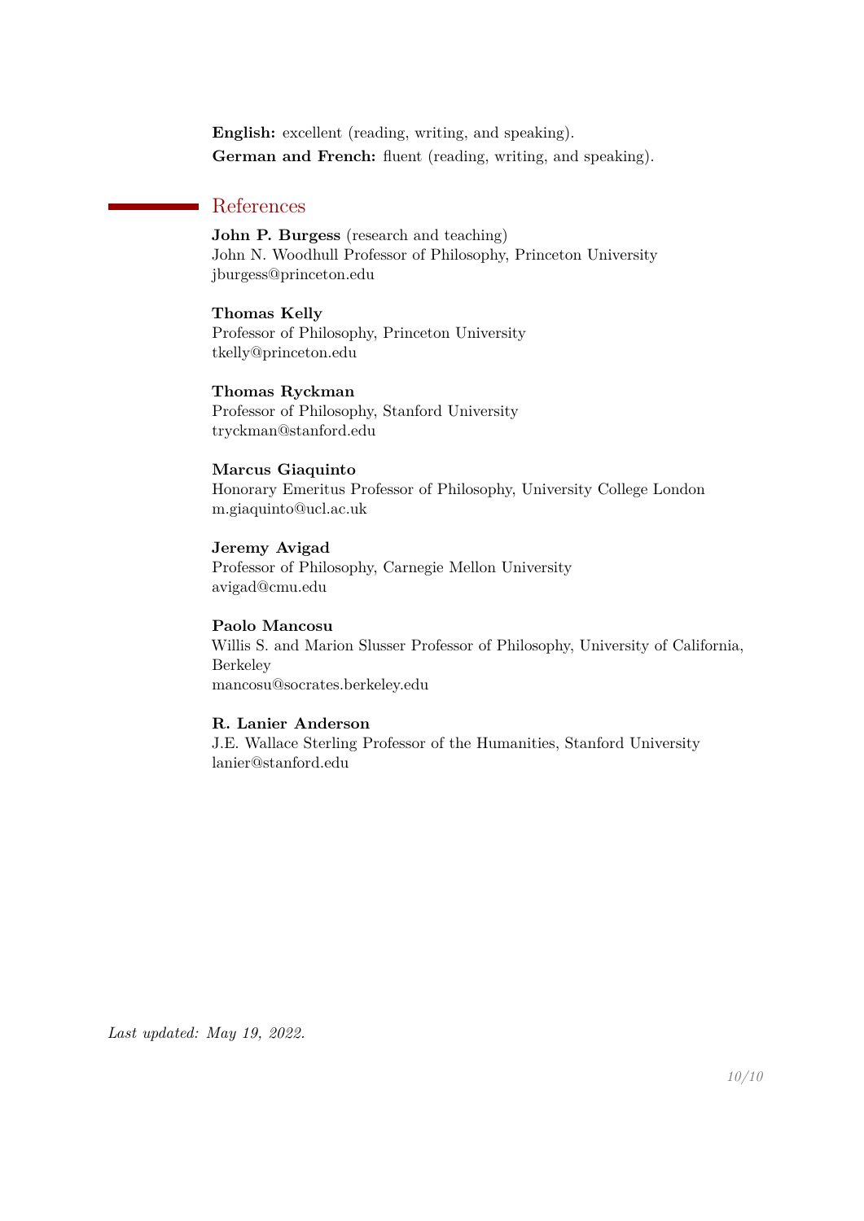**English:** excellent (reading, writing, and speaking).

**German and French:** fluent (reading, writing, and speaking).

## References

**John P. Burgess** (research and teaching)
John N. Woodhull Professor of Philosophy, Princeton University
jburgess@princeton.edu

**Thomas Kelly**
Professor of Philosophy, Princeton University
tkelly@princeton.edu

**Thomas Ryckman**
Professor of Philosophy, Stanford University
tryckman@stanford.edu

**Marcus Giaquinto**
Honorary Emeritus Professor of Philosophy, University College London
m.giaquinto@ucl.ac.uk

**Jeremy Avigad**
Professor of Philosophy, Carnegie Mellon University
avigad@cmu.edu

**Paolo Mancosu**
Willis S. and Marion Slusser Professor of Philosophy, University of California, Berkeley
mancosu@socrates.berkeley.edu

**R. Lanier Anderson**
J.E. Wallace Sterling Professor of the Humanities, Stanford University
lanier@stanford.edu

*Last updated: May 19, 2022.*